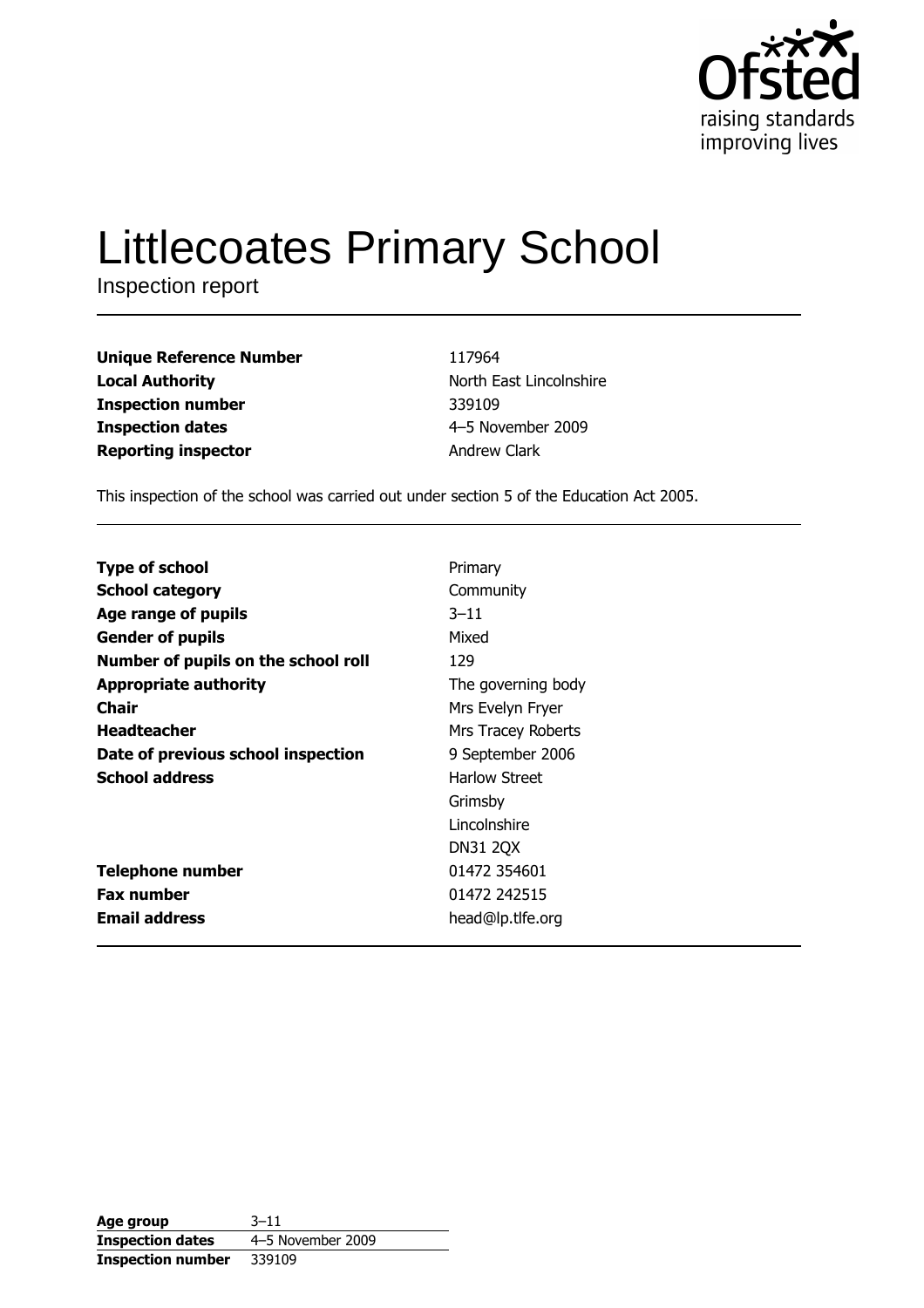# Littlecoates Primary School

Inspection report

| | |
|---|---|
| **Unique Reference Number** | 117964 |
| **Local Authority** | North East Lincolnshire |
| **Inspection number** | 339109 |
| **Inspection dates** | 4–5 November 2009 |
| **Reporting inspector** | Andrew Clark |

This inspection of the school was carried out under section 5 of the Education Act 2005.

| | |
|---|---|
| **Type of school** | Primary |
| **School category** | Community |
| **Age range of pupils** | 3–11 |
| **Gender of pupils** | Mixed |
| **Number of pupils on the school roll** | 129 |
| **Appropriate authority** | The governing body |
| **Chair** | Mrs Evelyn Fryer |
| **Headteacher** | Mrs Tracey Roberts |
| **Date of previous school inspection** | 9 September 2006 |
| **School address** | Harlow Street<br>Grimsby<br>Lincolnshire<br>DN31 2QX |
| **Telephone number** | 01472 354601 |
| **Fax number** | 01472 242515 |
| **Email address** | head@lp.tlfe.org |

| | |
|---|---|
| **Age group** | 3–11 |
| **Inspection dates** | 4–5 November 2009 |
| **Inspection number** | 339109 |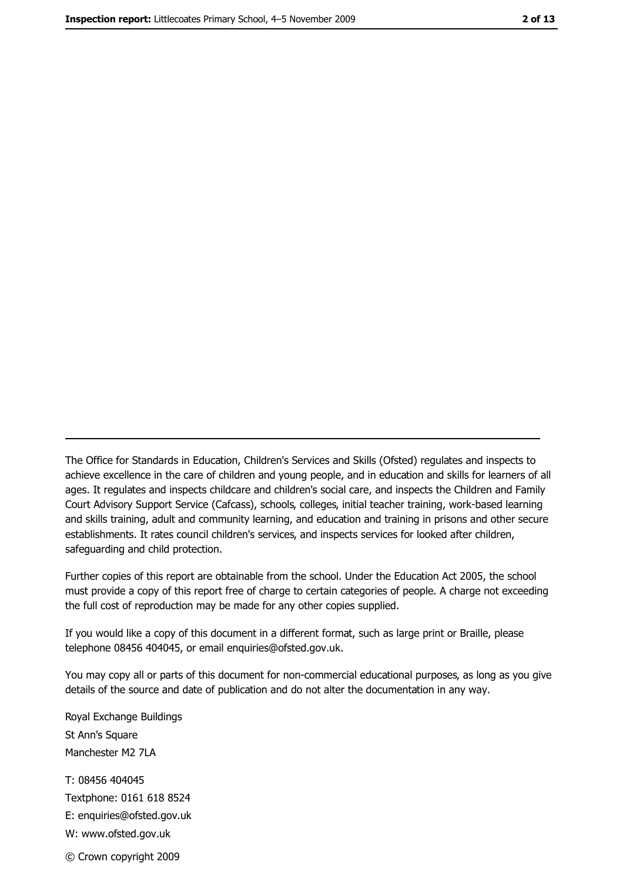---

The Office for Standards in Education, Children's Services and Skills (Ofsted) regulates and inspects to achieve excellence in the care of children and young people, and in education and skills for learners of all ages. It regulates and inspects childcare and children's social care, and inspects the Children and Family Court Advisory Support Service (Cafcass), schools, colleges, initial teacher training, work-based learning and skills training, adult and community learning, and education and training in prisons and other secure establishments. It rates council children's services, and inspects services for looked after children, safeguarding and child protection.

Further copies of this report are obtainable from the school. Under the Education Act 2005, the school must provide a copy of this report free of charge to certain categories of people. A charge not exceeding the full cost of reproduction may be made for any other copies supplied.

If you would like a copy of this document in a different format, such as large print or Braille, please telephone 08456 404045, or email enquiries@ofsted.gov.uk.

You may copy all or parts of this document for non-commercial educational purposes, as long as you give details of the source and date of publication and do not alter the documentation in any way.

Royal Exchange Buildings
St Ann's Square
Manchester M2 7LA

T: 08456 404045
Textphone: 0161 618 8524
E: enquiries@ofsted.gov.uk
W: www.ofsted.gov.uk

© Crown copyright 2009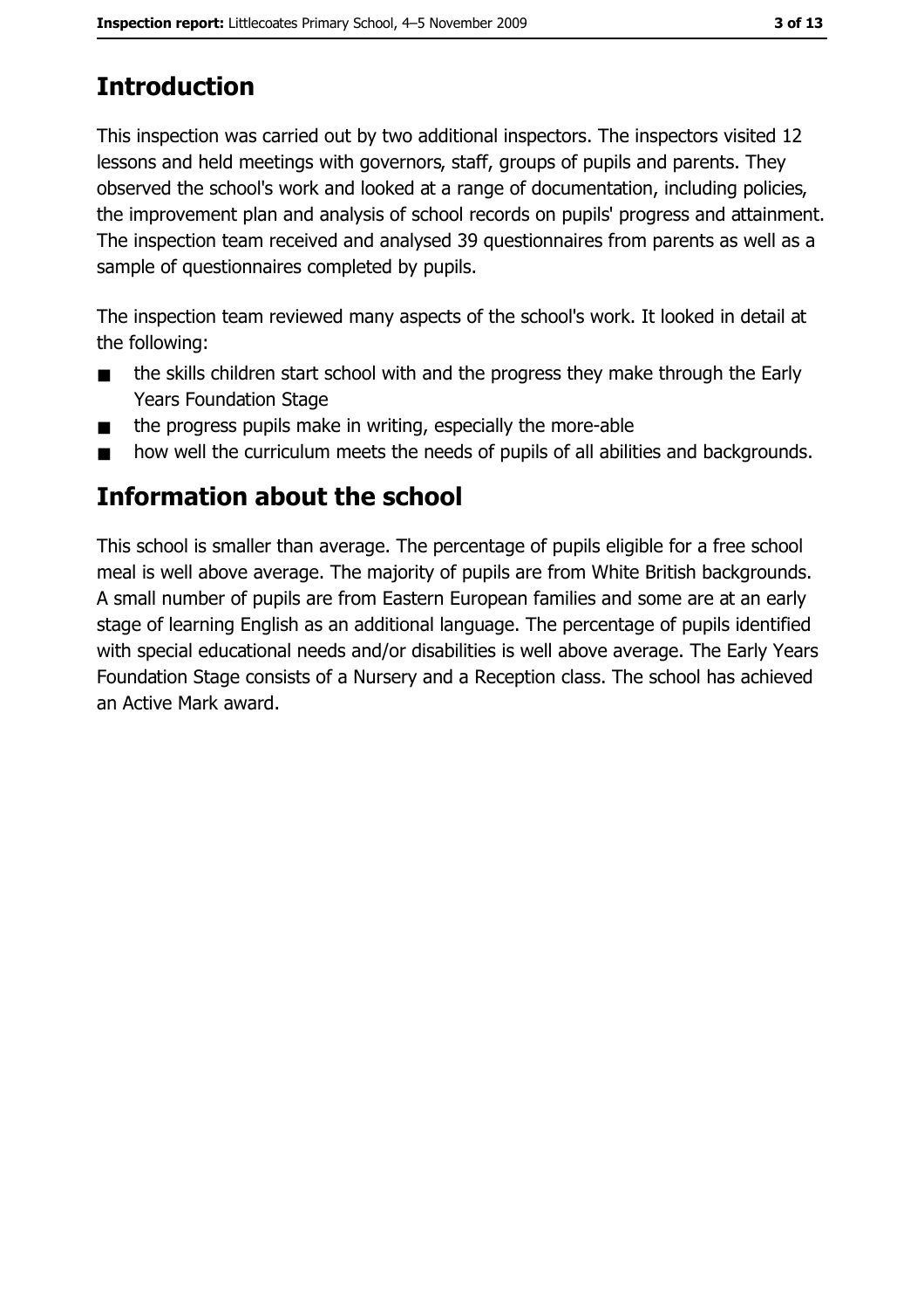# Introduction

This inspection was carried out by two additional inspectors. The inspectors visited 12 lessons and held meetings with governors, staff, groups of pupils and parents. They observed the school's work and looked at a range of documentation, including policies, the improvement plan and analysis of school records on pupils' progress and attainment. The inspection team received and analysed 39 questionnaires from parents as well as a sample of questionnaires completed by pupils.

The inspection team reviewed many aspects of the school's work. It looked in detail at the following:

- the skills children start school with and the progress they make through the Early Years Foundation Stage
- the progress pupils make in writing, especially the more-able
- how well the curriculum meets the needs of pupils of all abilities and backgrounds.

# Information about the school

This school is smaller than average. The percentage of pupils eligible for a free school meal is well above average. The majority of pupils are from White British backgrounds. A small number of pupils are from Eastern European families and some are at an early stage of learning English as an additional language. The percentage of pupils identified with special educational needs and/or disabilities is well above average. The Early Years Foundation Stage consists of a Nursery and a Reception class. The school has achieved an Active Mark award.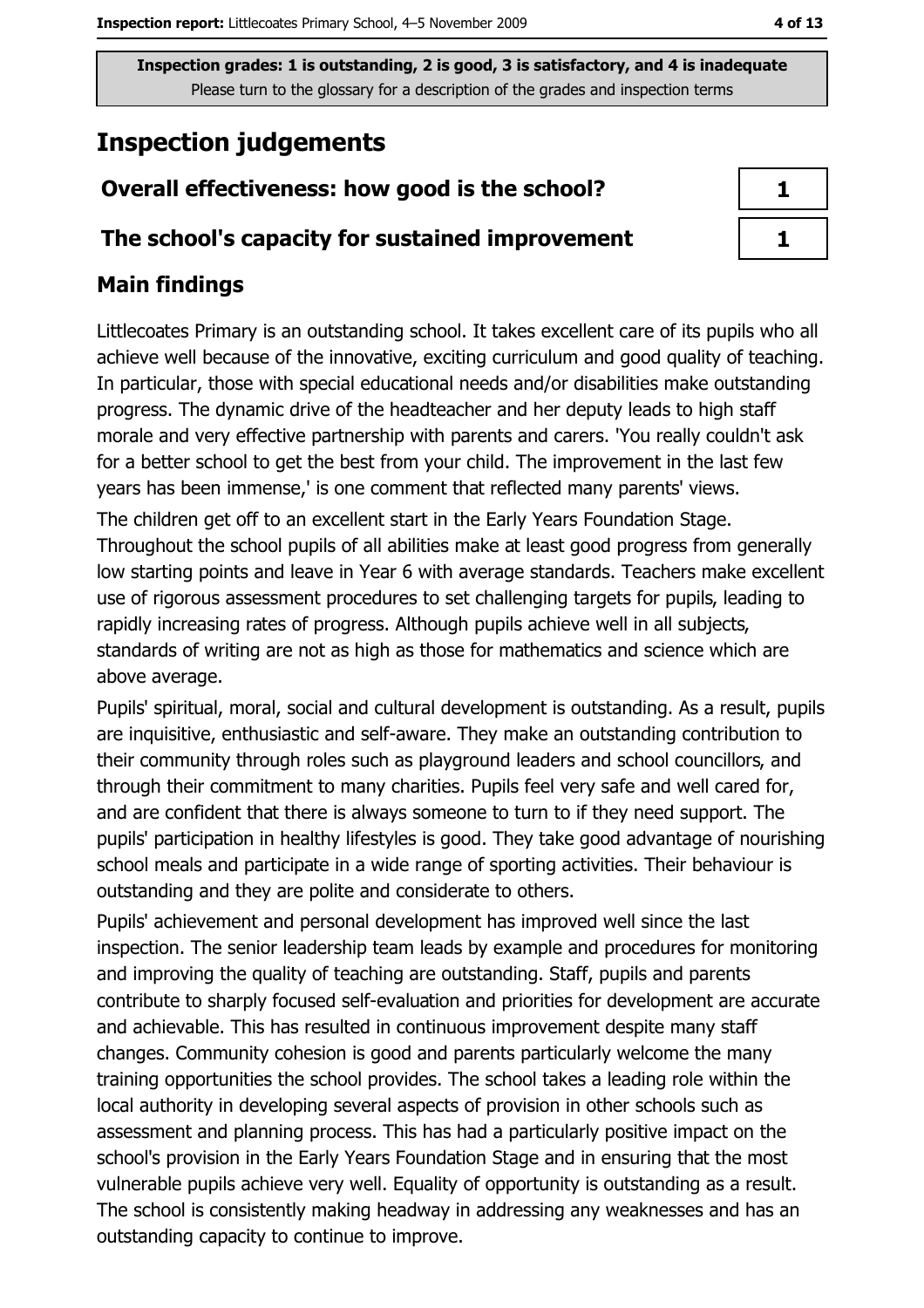**Inspection grades: 1 is outstanding, 2 is good, 3 is satisfactory, and 4 is inadequate**
Please turn to the glossary for a description of the grades and inspection terms

# Inspection judgements

| Overall effectiveness: how good is the school? | 1 |
| --- | --- |
| The school's capacity for sustained improvement | 1 |

## Main findings

Littlecoates Primary is an outstanding school. It takes excellent care of its pupils who all achieve well because of the innovative, exciting curriculum and good quality of teaching. In particular, those with special educational needs and/or disabilities make outstanding progress. The dynamic drive of the headteacher and her deputy leads to high staff morale and very effective partnership with parents and carers. 'You really couldn't ask for a better school to get the best from your child. The improvement in the last few years has been immense,' is one comment that reflected many parents' views.

The children get off to an excellent start in the Early Years Foundation Stage. Throughout the school pupils of all abilities make at least good progress from generally low starting points and leave in Year 6 with average standards. Teachers make excellent use of rigorous assessment procedures to set challenging targets for pupils, leading to rapidly increasing rates of progress. Although pupils achieve well in all subjects, standards of writing are not as high as those for mathematics and science which are above average.

Pupils' spiritual, moral, social and cultural development is outstanding. As a result, pupils are inquisitive, enthusiastic and self-aware. They make an outstanding contribution to their community through roles such as playground leaders and school councillors, and through their commitment to many charities. Pupils feel very safe and well cared for, and are confident that there is always someone to turn to if they need support. The pupils' participation in healthy lifestyles is good. They take good advantage of nourishing school meals and participate in a wide range of sporting activities. Their behaviour is outstanding and they are polite and considerate to others.

Pupils' achievement and personal development has improved well since the last inspection. The senior leadership team leads by example and procedures for monitoring and improving the quality of teaching are outstanding. Staff, pupils and parents contribute to sharply focused self-evaluation and priorities for development are accurate and achievable. This has resulted in continuous improvement despite many staff changes. Community cohesion is good and parents particularly welcome the many training opportunities the school provides. The school takes a leading role within the local authority in developing several aspects of provision in other schools such as assessment and planning process. This has had a particularly positive impact on the school's provision in the Early Years Foundation Stage and in ensuring that the most vulnerable pupils achieve very well. Equality of opportunity is outstanding as a result. The school is consistently making headway in addressing any weaknesses and has an outstanding capacity to continue to improve.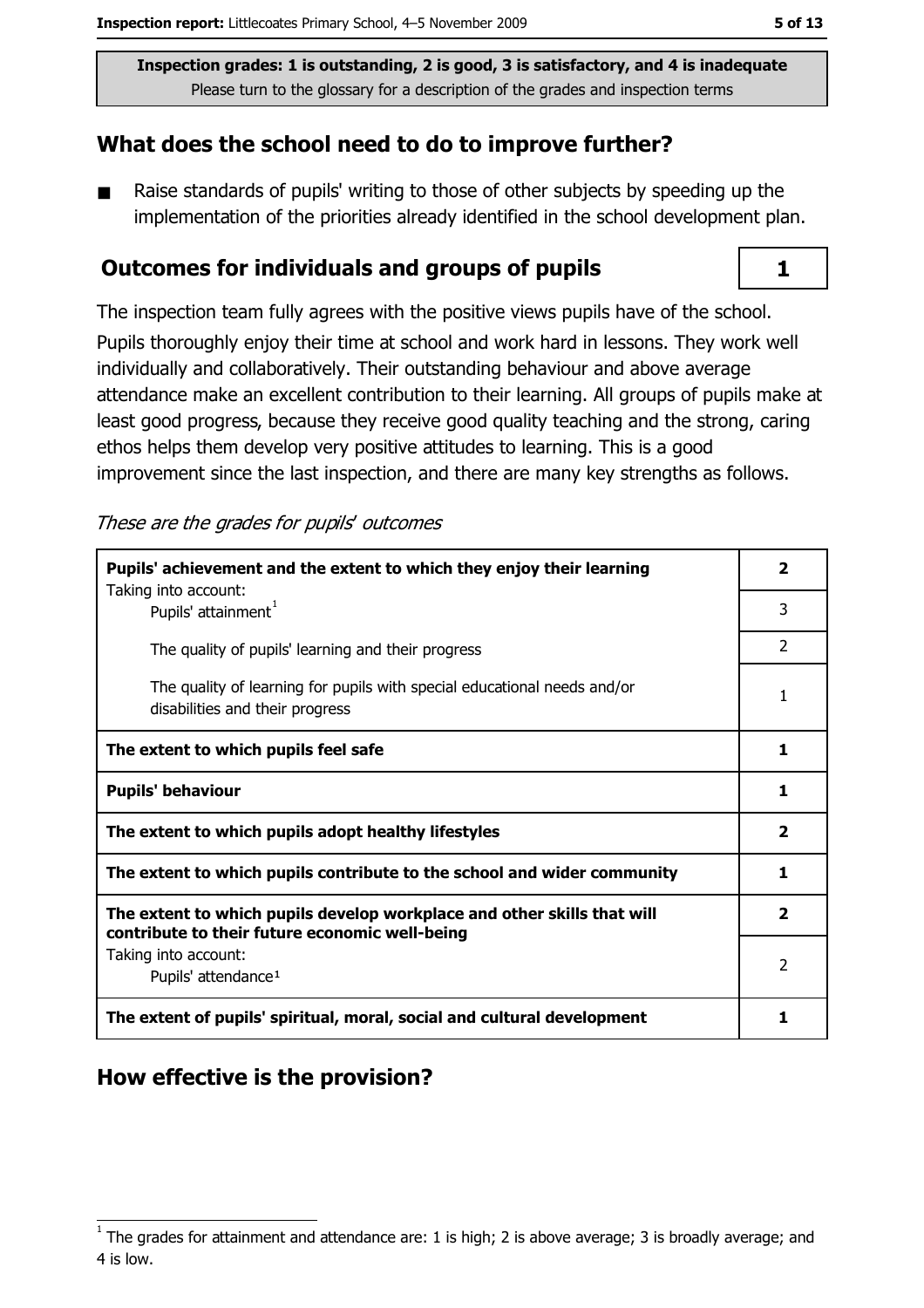Inspection grades: 1 is outstanding, 2 is good, 3 is satisfactory, and 4 is inadequate
Please turn to the glossary for a description of the grades and inspection terms

## What does the school need to do to improve further?

- Raise standards of pupils' writing to those of other subjects by speeding up the implementation of the priorities already identified in the school development plan.

## Outcomes for individuals and groups of pupils — 1

The inspection team fully agrees with the positive views pupils have of the school. Pupils thoroughly enjoy their time at school and work hard in lessons. They work well individually and collaboratively. Their outstanding behaviour and above average attendance make an excellent contribution to their learning. All groups of pupils make at least good progress, because they receive good quality teaching and the strong, caring ethos helps them develop very positive attitudes to learning. This is a good improvement since the last inspection, and there are many key strengths as follows.

*These are the grades for pupils' outcomes*

| | |
|---|---|
| **Pupils' achievement and the extent to which they enjoy their learning** | **2** |
| Taking into account: Pupils' attainment[1] | 3 |
| The quality of pupils' learning and their progress | 2 |
| The quality of learning for pupils with special educational needs and/or disabilities and their progress | 1 |
| **The extent to which pupils feel safe** | **1** |
| **Pupils' behaviour** | **1** |
| **The extent to which pupils adopt healthy lifestyles** | **2** |
| **The extent to which pupils contribute to the school and wider community** | **1** |
| **The extent to which pupils develop workplace and other skills that will contribute to their future economic well-being** | **2** |
| Taking into account: Pupils' attendance[1] | 2 |
| **The extent of pupils' spiritual, moral, social and cultural development** | **1** |

## How effective is the provision?

[1] The grades for attainment and attendance are: 1 is high; 2 is above average; 3 is broadly average; and 4 is low.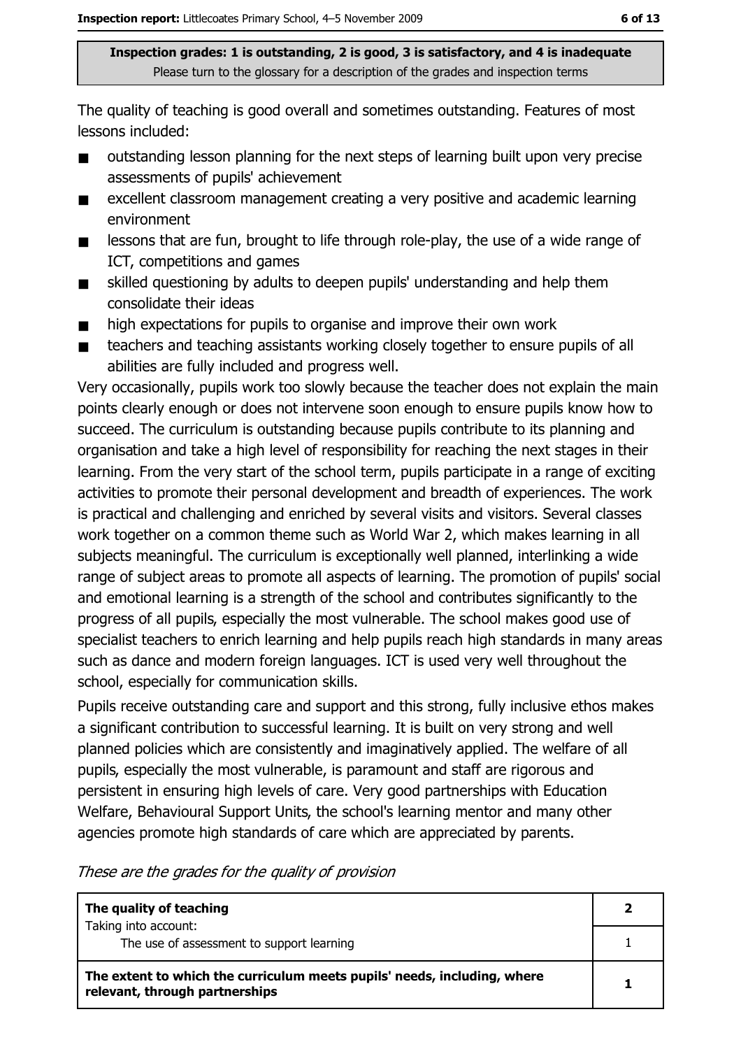**Inspection grades: 1 is outstanding, 2 is good, 3 is satisfactory, and 4 is inadequate**
Please turn to the glossary for a description of the grades and inspection terms

The quality of teaching is good overall and sometimes outstanding. Features of most lessons included:

- outstanding lesson planning for the next steps of learning built upon very precise assessments of pupils' achievement
- excellent classroom management creating a very positive and academic learning environment
- lessons that are fun, brought to life through role-play, the use of a wide range of ICT, competitions and games
- skilled questioning by adults to deepen pupils' understanding and help them consolidate their ideas
- high expectations for pupils to organise and improve their own work
- teachers and teaching assistants working closely together to ensure pupils of all abilities are fully included and progress well.

Very occasionally, pupils work too slowly because the teacher does not explain the main points clearly enough or does not intervene soon enough to ensure pupils know how to succeed. The curriculum is outstanding because pupils contribute to its planning and organisation and take a high level of responsibility for reaching the next stages in their learning. From the very start of the school term, pupils participate in a range of exciting activities to promote their personal development and breadth of experiences. The work is practical and challenging and enriched by several visits and visitors. Several classes work together on a common theme such as World War 2, which makes learning in all subjects meaningful. The curriculum is exceptionally well planned, interlinking a wide range of subject areas to promote all aspects of learning. The promotion of pupils' social and emotional learning is a strength of the school and contributes significantly to the progress of all pupils, especially the most vulnerable. The school makes good use of specialist teachers to enrich learning and help pupils reach high standards in many areas such as dance and modern foreign languages. ICT is used very well throughout the school, especially for communication skills.

Pupils receive outstanding care and support and this strong, fully inclusive ethos makes a significant contribution to successful learning. It is built on very strong and well planned policies which are consistently and imaginatively applied. The welfare of all pupils, especially the most vulnerable, is paramount and staff are rigorous and persistent in ensuring high levels of care. Very good partnerships with Education Welfare, Behavioural Support Units, the school's learning mentor and many other agencies promote high standards of care which are appreciated by parents.

*These are the grades for the quality of provision*

| | |
|---|---|
| **The quality of teaching** <br> Taking into account: | **2** |
| The use of assessment to support learning | 1 |
| **The extent to which the curriculum meets pupils' needs, including, where relevant, through partnerships** | **1** |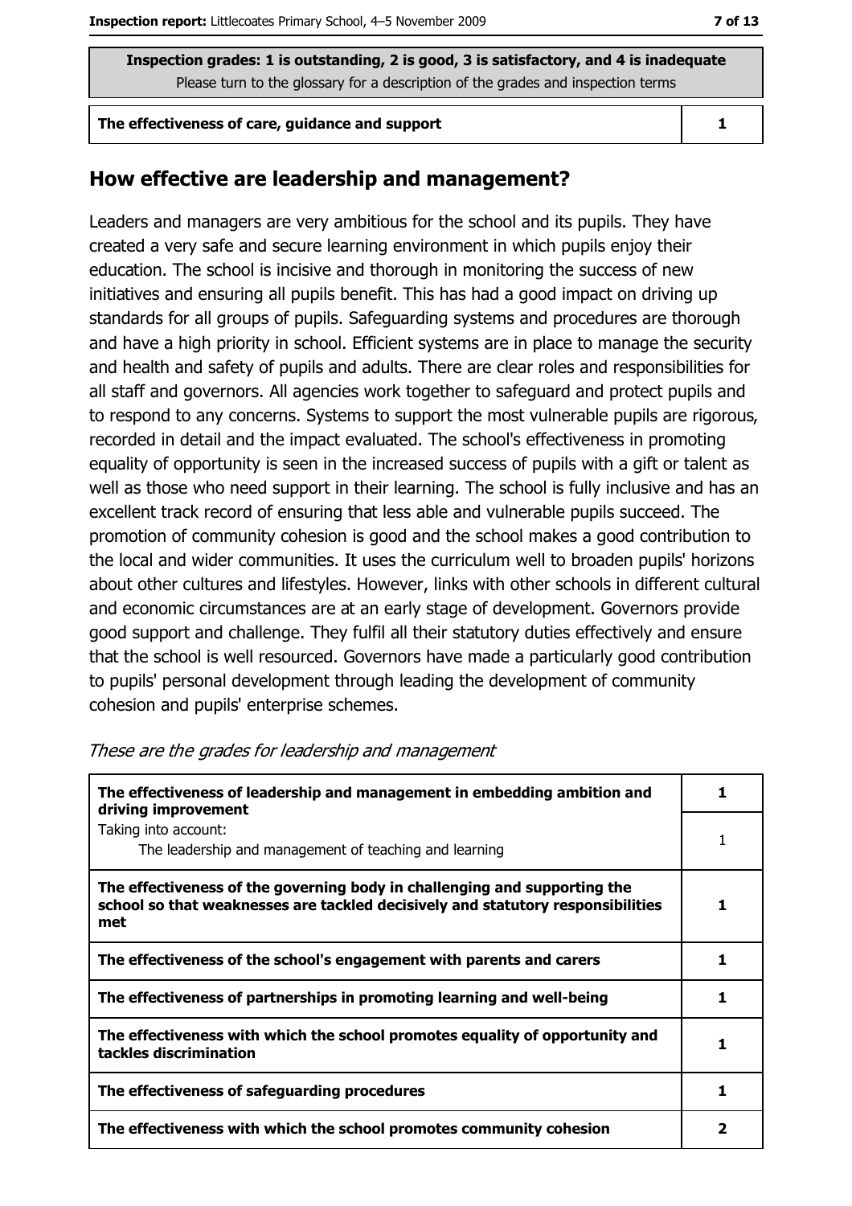**Inspection grades: 1 is outstanding, 2 is good, 3 is satisfactory, and 4 is inadequate**
Please turn to the glossary for a description of the grades and inspection terms

| The effectiveness of care, guidance and support | 1 |
|---|---|

## How effective are leadership and management?

Leaders and managers are very ambitious for the school and its pupils. They have created a very safe and secure learning environment in which pupils enjoy their education. The school is incisive and thorough in monitoring the success of new initiatives and ensuring all pupils benefit. This has had a good impact on driving up standards for all groups of pupils. Safeguarding systems and procedures are thorough and have a high priority in school. Efficient systems are in place to manage the security and health and safety of pupils and adults. There are clear roles and responsibilities for all staff and governors. All agencies work together to safeguard and protect pupils and to respond to any concerns. Systems to support the most vulnerable pupils are rigorous, recorded in detail and the impact evaluated. The school's effectiveness in promoting equality of opportunity is seen in the increased success of pupils with a gift or talent as well as those who need support in their learning. The school is fully inclusive and has an excellent track record of ensuring that less able and vulnerable pupils succeed. The promotion of community cohesion is good and the school makes a good contribution to the local and wider communities. It uses the curriculum well to broaden pupils' horizons about other cultures and lifestyles. However, links with other schools in different cultural and economic circumstances are at an early stage of development. Governors provide good support and challenge. They fulfil all their statutory duties effectively and ensure that the school is well resourced. Governors have made a particularly good contribution to pupils' personal development through leading the development of community cohesion and pupils' enterprise schemes.

*These are the grades for leadership and management*

| | |
|---|---|
| **The effectiveness of leadership and management in embedding ambition and driving improvement** | 1 |
| Taking into account: The leadership and management of teaching and learning | 1 |
| **The effectiveness of the governing body in challenging and supporting the school so that weaknesses are tackled decisively and statutory responsibilities met** | 1 |
| **The effectiveness of the school's engagement with parents and carers** | 1 |
| **The effectiveness of partnerships in promoting learning and well-being** | 1 |
| **The effectiveness with which the school promotes equality of opportunity and tackles discrimination** | 1 |
| **The effectiveness of safeguarding procedures** | 1 |
| **The effectiveness with which the school promotes community cohesion** | 2 |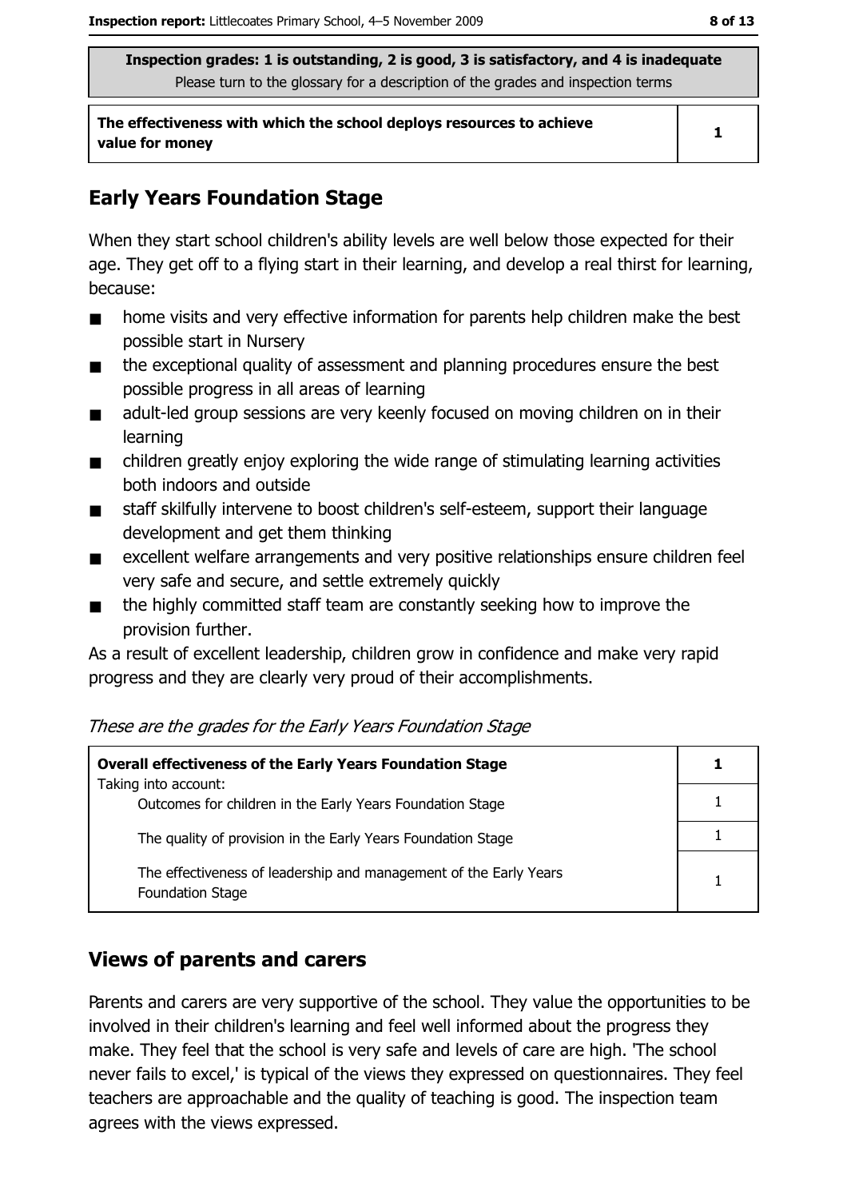| Inspection grades: 1 is outstanding, 2 is good, 3 is satisfactory, and 4 is inadequate<br>Please turn to the glossary for a description of the grades and inspection terms | |
|---|---|
| **The effectiveness with which the school deploys resources to achieve value for money** | **1** |

## Early Years Foundation Stage

When they start school children's ability levels are well below those expected for their age. They get off to a flying start in their learning, and develop a real thirst for learning, because:

- home visits and very effective information for parents help children make the best possible start in Nursery
- the exceptional quality of assessment and planning procedures ensure the best possible progress in all areas of learning
- adult-led group sessions are very keenly focused on moving children on in their learning
- children greatly enjoy exploring the wide range of stimulating learning activities both indoors and outside
- staff skilfully intervene to boost children's self-esteem, support their language development and get them thinking
- excellent welfare arrangements and very positive relationships ensure children feel very safe and secure, and settle extremely quickly
- the highly committed staff team are constantly seeking how to improve the provision further.

As a result of excellent leadership, children grow in confidence and make very rapid progress and they are clearly very proud of their accomplishments.

*These are the grades for the Early Years Foundation Stage*

| **Overall effectiveness of the Early Years Foundation Stage**<br>Taking into account: | **1** |
|---|---|
| Outcomes for children in the Early Years Foundation Stage | 1 |
| The quality of provision in the Early Years Foundation Stage | 1 |
| The effectiveness of leadership and management of the Early Years Foundation Stage | 1 |

## Views of parents and carers

Parents and carers are very supportive of the school. They value the opportunities to be involved in their children's learning and feel well informed about the progress they make. They feel that the school is very safe and levels of care are high. 'The school never fails to excel,' is typical of the views they expressed on questionnaires. They feel teachers are approachable and the quality of teaching is good. The inspection team agrees with the views expressed.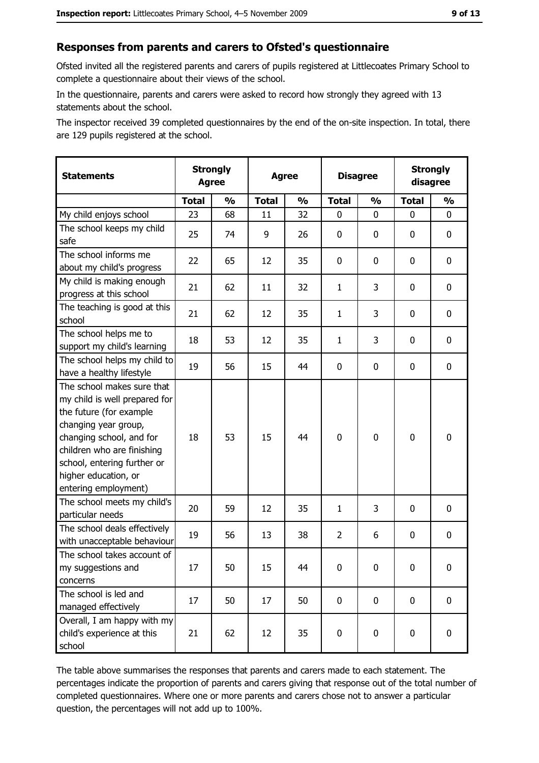## Responses from parents and carers to Ofsted's questionnaire

Ofsted invited all the registered parents and carers of pupils registered at Littlecoates Primary School to complete a questionnaire about their views of the school.

In the questionnaire, parents and carers were asked to record how strongly they agreed with 13 statements about the school.

The inspector received 39 completed questionnaires by the end of the on-site inspection. In total, there are 129 pupils registered at the school.

| Statements | Strongly Agree | | Agree | | Disagree | | Strongly disagree | |
|---|---|---|---|---|---|---|---|---|
| | Total | % | Total | % | Total | % | Total | % |
| My child enjoys school | 23 | 68 | 11 | 32 | 0 | 0 | 0 | 0 |
| The school keeps my child safe | 25 | 74 | 9 | 26 | 0 | 0 | 0 | 0 |
| The school informs me about my child's progress | 22 | 65 | 12 | 35 | 0 | 0 | 0 | 0 |
| My child is making enough progress at this school | 21 | 62 | 11 | 32 | 1 | 3 | 0 | 0 |
| The teaching is good at this school | 21 | 62 | 12 | 35 | 1 | 3 | 0 | 0 |
| The school helps me to support my child's learning | 18 | 53 | 12 | 35 | 1 | 3 | 0 | 0 |
| The school helps my child to have a healthy lifestyle | 19 | 56 | 15 | 44 | 0 | 0 | 0 | 0 |
| The school makes sure that my child is well prepared for the future (for example changing year group, changing school, and for children who are finishing school, entering further or higher education, or entering employment) | 18 | 53 | 15 | 44 | 0 | 0 | 0 | 0 |
| The school meets my child's particular needs | 20 | 59 | 12 | 35 | 1 | 3 | 0 | 0 |
| The school deals effectively with unacceptable behaviour | 19 | 56 | 13 | 38 | 2 | 6 | 0 | 0 |
| The school takes account of my suggestions and concerns | 17 | 50 | 15 | 44 | 0 | 0 | 0 | 0 |
| The school is led and managed effectively | 17 | 50 | 17 | 50 | 0 | 0 | 0 | 0 |
| Overall, I am happy with my child's experience at this school | 21 | 62 | 12 | 35 | 0 | 0 | 0 | 0 |

The table above summarises the responses that parents and carers made to each statement. The percentages indicate the proportion of parents and carers giving that response out of the total number of completed questionnaires. Where one or more parents and carers chose not to answer a particular question, the percentages will not add up to 100%.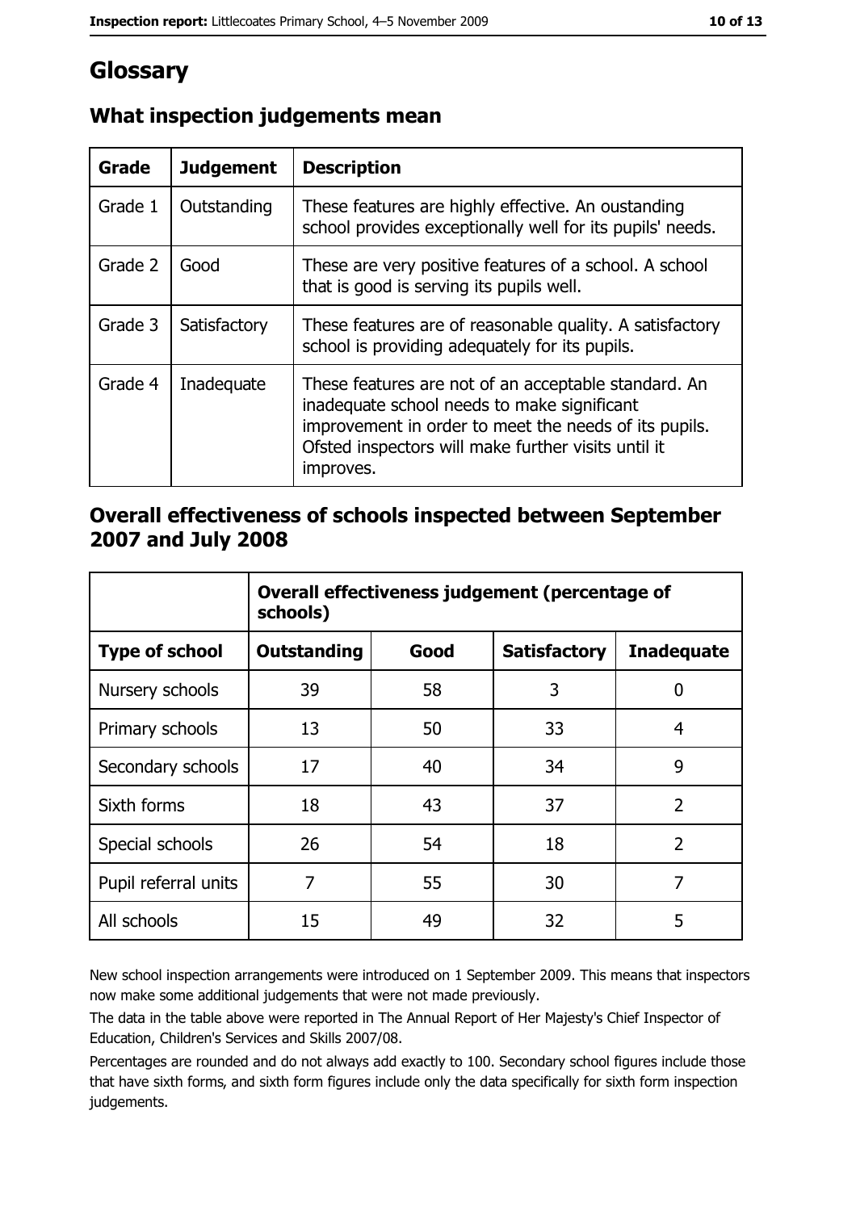# Glossary

## What inspection judgements mean

| Grade | Judgement | Description |
| --- | --- | --- |
| Grade 1 | Outstanding | These features are highly effective. An oustanding school provides exceptionally well for its pupils' needs. |
| Grade 2 | Good | These are very positive features of a school. A school that is good is serving its pupils well. |
| Grade 3 | Satisfactory | These features are of reasonable quality. A satisfactory school is providing adequately for its pupils. |
| Grade 4 | Inadequate | These features are not of an acceptable standard. An inadequate school needs to make significant improvement in order to meet the needs of its pupils. Ofsted inspectors will make further visits until it improves. |

## Overall effectiveness of schools inspected between September 2007 and July 2008

| | Overall effectiveness judgement (percentage of schools) | | | |
| --- | --- | --- | --- | --- |
| **Type of school** | **Outstanding** | **Good** | **Satisfactory** | **Inadequate** |
| Nursery schools | 39 | 58 | 3 | 0 |
| Primary schools | 13 | 50 | 33 | 4 |
| Secondary schools | 17 | 40 | 34 | 9 |
| Sixth forms | 18 | 43 | 37 | 2 |
| Special schools | 26 | 54 | 18 | 2 |
| Pupil referral units | 7 | 55 | 30 | 7 |
| All schools | 15 | 49 | 32 | 5 |

New school inspection arrangements were introduced on 1 September 2009. This means that inspectors now make some additional judgements that were not made previously.

The data in the table above were reported in The Annual Report of Her Majesty's Chief Inspector of Education, Children's Services and Skills 2007/08.

Percentages are rounded and do not always add exactly to 100. Secondary school figures include those that have sixth forms, and sixth form figures include only the data specifically for sixth form inspection judgements.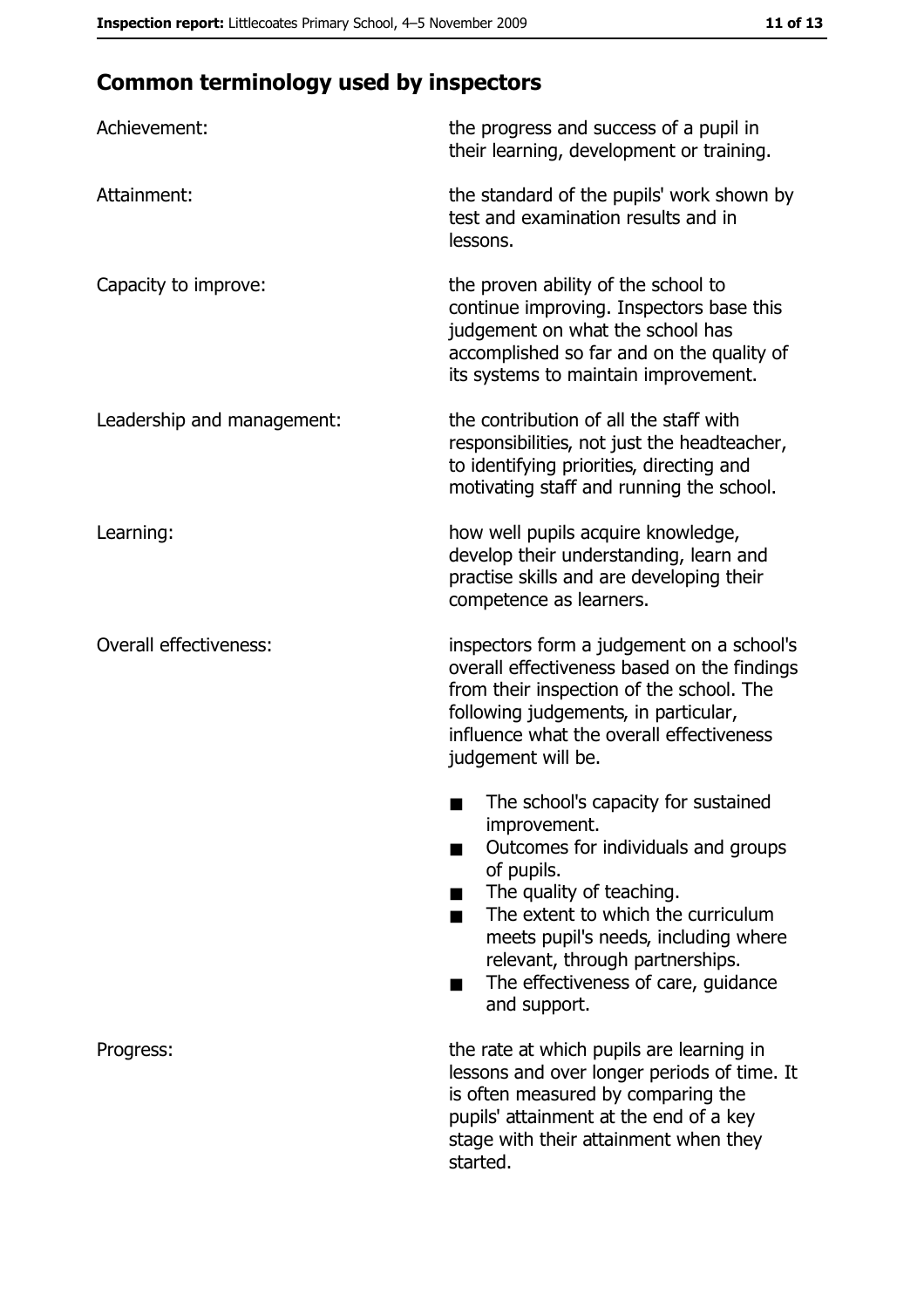## Common terminology used by inspectors

| | |
|---|---|
| Achievement: | the progress and success of a pupil in their learning, development or training. |
| Attainment: | the standard of the pupils' work shown by test and examination results and in lessons. |
| Capacity to improve: | the proven ability of the school to continue improving. Inspectors base this judgement on what the school has accomplished so far and on the quality of its systems to maintain improvement. |
| Leadership and management: | the contribution of all the staff with responsibilities, not just the headteacher, to identifying priorities, directing and motivating staff and running the school. |
| Learning: | how well pupils acquire knowledge, develop their understanding, learn and practise skills and are developing their competence as learners. |
| Overall effectiveness: | inspectors form a judgement on a school's overall effectiveness based on the findings from their inspection of the school. The following judgements, in particular, influence what the overall effectiveness judgement will be. <br> ■ The school's capacity for sustained improvement. <br> ■ Outcomes for individuals and groups of pupils. <br> ■ The quality of teaching. <br> ■ The extent to which the curriculum meets pupil's needs, including where relevant, through partnerships. <br> ■ The effectiveness of care, guidance and support. |
| Progress: | the rate at which pupils are learning in lessons and over longer periods of time. It is often measured by comparing the pupils' attainment at the end of a key stage with their attainment when they started. |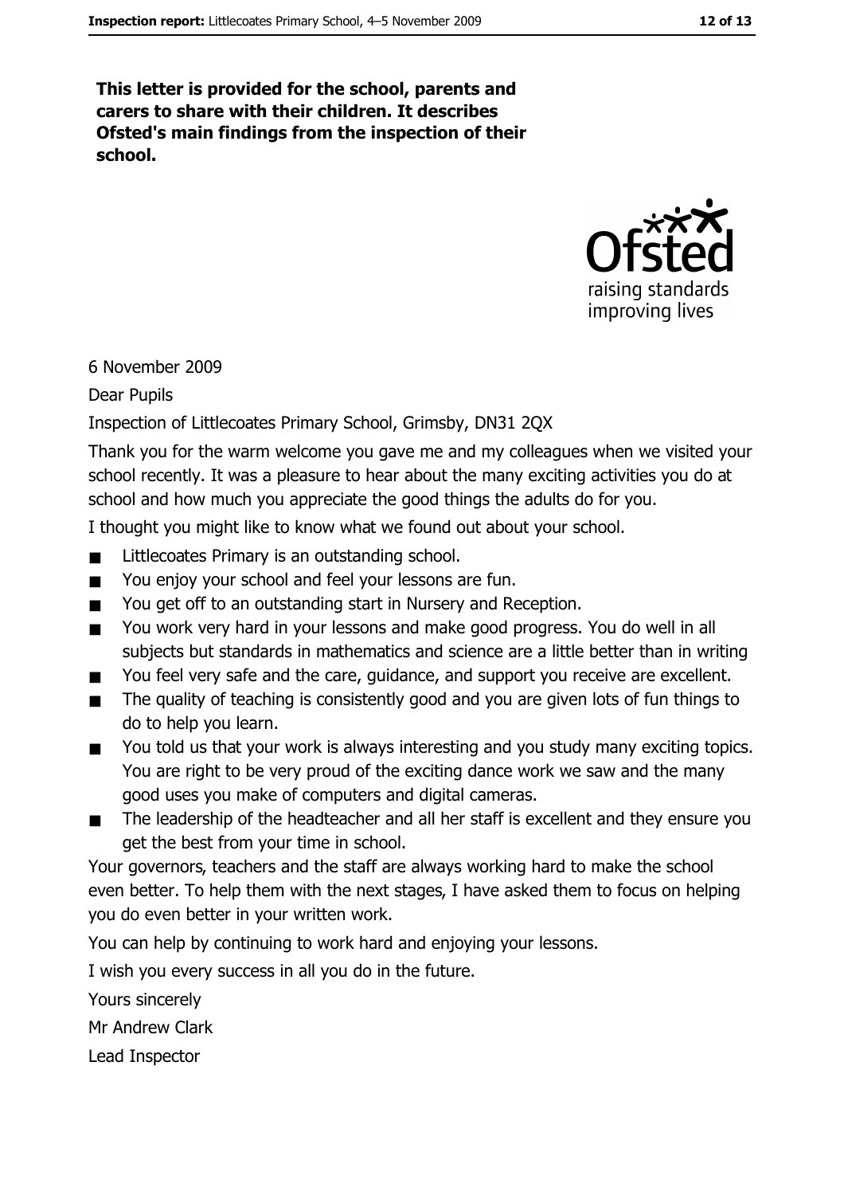**This letter is provided for the school, parents and carers to share with their children. It describes Ofsted's main findings from the inspection of their school.**

6 November 2009

Dear Pupils

Inspection of Littlecoates Primary School, Grimsby, DN31 2QX

Thank you for the warm welcome you gave me and my colleagues when we visited your school recently. It was a pleasure to hear about the many exciting activities you do at school and how much you appreciate the good things the adults do for you.

I thought you might like to know what we found out about your school.

- Littlecoates Primary is an outstanding school.
- You enjoy your school and feel your lessons are fun.
- You get off to an outstanding start in Nursery and Reception.
- You work very hard in your lessons and make good progress. You do well in all subjects but standards in mathematics and science are a little better than in writing
- You feel very safe and the care, guidance, and support you receive are excellent.
- The quality of teaching is consistently good and you are given lots of fun things to do to help you learn.
- You told us that your work is always interesting and you study many exciting topics. You are right to be very proud of the exciting dance work we saw and the many good uses you make of computers and digital cameras.
- The leadership of the headteacher and all her staff is excellent and they ensure you get the best from your time in school.

Your governors, teachers and the staff are always working hard to make the school even better. To help them with the next stages, I have asked them to focus on helping you do even better in your written work.

You can help by continuing to work hard and enjoying your lessons.

I wish you every success in all you do in the future.

Yours sincerely

Mr Andrew Clark

Lead Inspector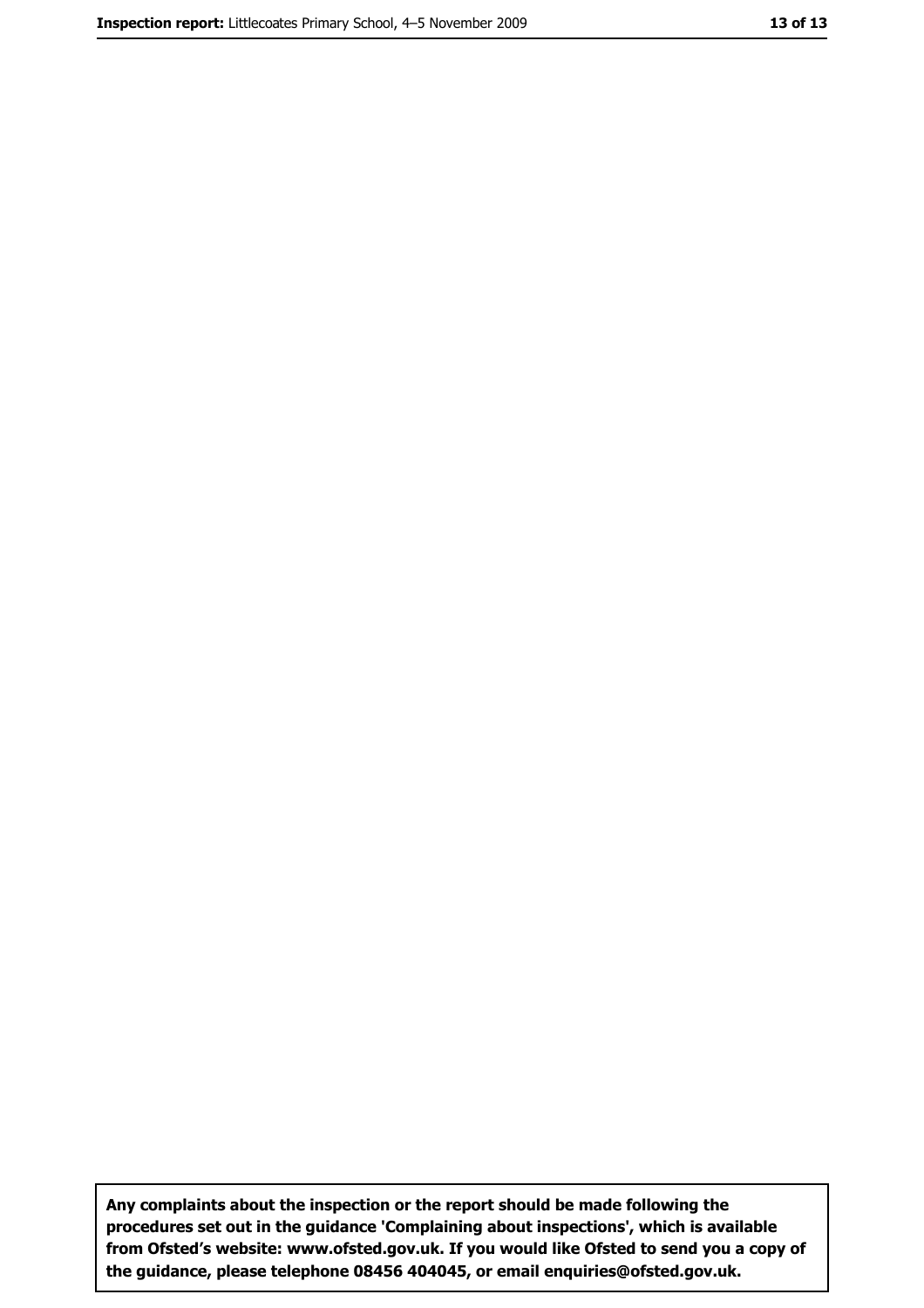**Any complaints about the inspection or the report should be made following the procedures set out in the guidance 'Complaining about inspections', which is available from Ofsted's website: www.ofsted.gov.uk. If you would like Ofsted to send you a copy of the guidance, please telephone 08456 404045, or email enquiries@ofsted.gov.uk.**